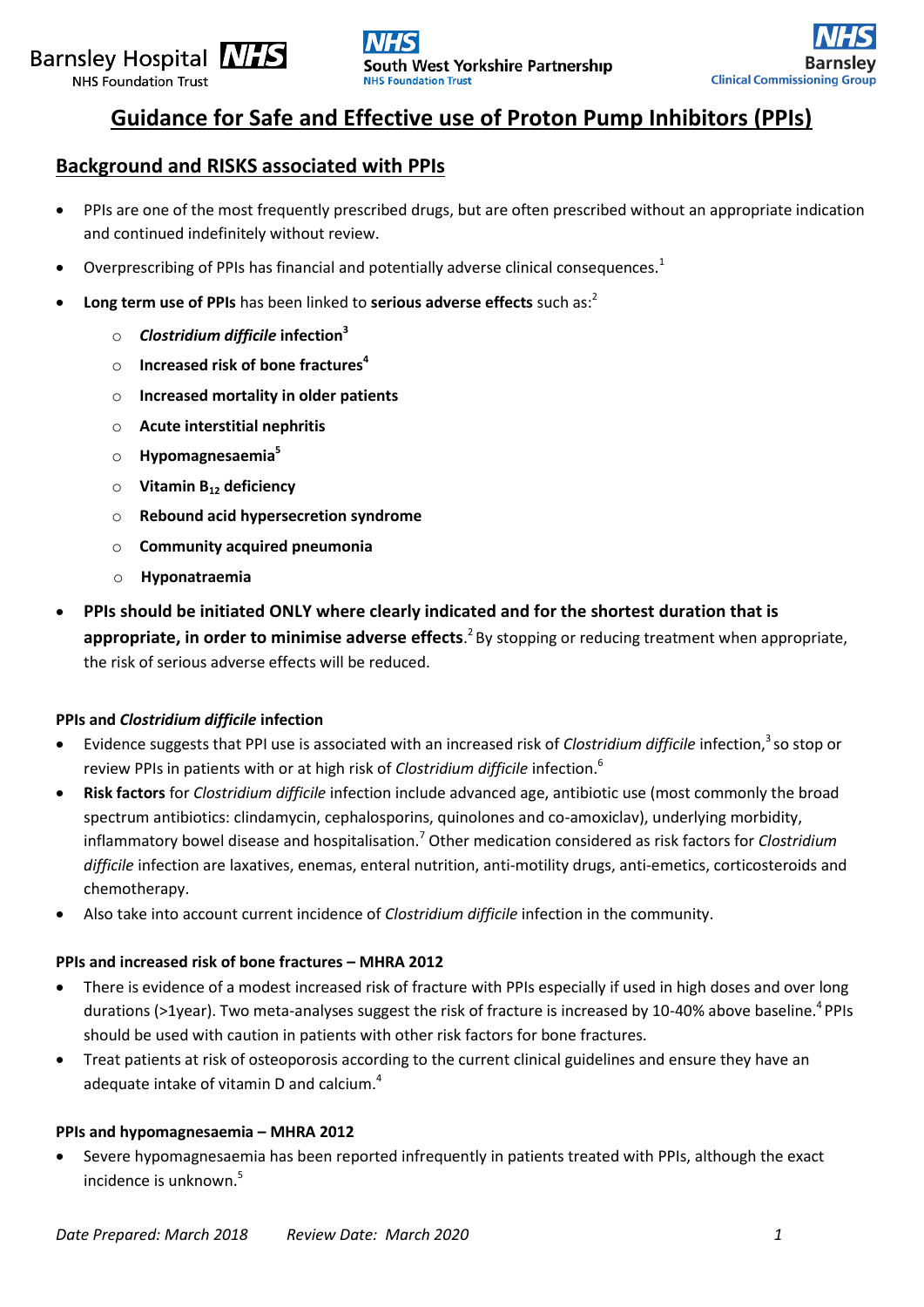Barsley Hospital NHS Foundation Trust | South West Yorkshire Partnership NHS Foundation Trust | NHS Barnsley Clinical Commissioning Group

# Guidance for Safe and Effective use of Proton Pump Inhibitors (PPIs)

## Background and RISKS associated with PPIs

- PPIs are one of the most frequently prescribed drugs, but are often prescribed without an appropriate indication and continued indefinitely without review.
- Overprescribing of PPIs has financial and potentially adverse clinical consequences.[1]
- **Long term use of PPIs** has been linked to **serious adverse effects** such as:[2]
    - ***Clostridium difficile* infection**[3]
    - **Increased risk of bone fractures**[4]
    - **Increased mortality in older patients**
    - **Acute interstitial nephritis**
    - **Hypomagnesaemia**[5]
    - **Vitamin $B_{12}$ deficiency**
    - **Rebound acid hypersecretion syndrome**
    - **Community acquired pneumonia**
    - **Hyponatraemia**
- **PPIs should be initiated ONLY where clearly indicated and for the shortest duration that is appropriate, in order to minimise adverse effects**.[2] By stopping or reducing treatment when appropriate, the risk of serious adverse effects will be reduced.

### PPIs and *Clostridium difficile* infection

- Evidence suggests that PPI use is associated with an increased risk of *Clostridium difficile* infection,[3] so stop or review PPIs in patients with or at high risk of *Clostridium difficile* infection.[6]
- **Risk factors** for *Clostridium difficile* infection include advanced age, antibiotic use (most commonly the broad spectrum antibiotics: clindamycin, cephalosporins, quinolones and co-amoxiclav), underlying morbidity, inflammatory bowel disease and hospitalisation.[7] Other medication considered as risk factors for *Clostridium difficile* infection are laxatives, enemas, enteral nutrition, anti-motility drugs, anti-emetics, corticosteroids and chemotherapy.
- Also take into account current incidence of *Clostridium difficile* infection in the community.

### PPIs and increased risk of bone fractures – MHRA 2012

- There is evidence of a modest increased risk of fracture with PPIs especially if used in high doses and over long durations (>1year). Two meta-analyses suggest the risk of fracture is increased by 10-40% above baseline.[4] PPIs should be used with caution in patients with other risk factors for bone fractures.
- Treat patients at risk of osteoporosis according to the current clinical guidelines and ensure they have an adequate intake of vitamin D and calcium.[4]

### PPIs and hypomagnesaemia – MHRA 2012

- Severe hypomagnesaemia has been reported infrequently in patients treated with PPIs, although the exact incidence is unknown.[5]

*Date Prepared: March 2018 Review Date: March 2020*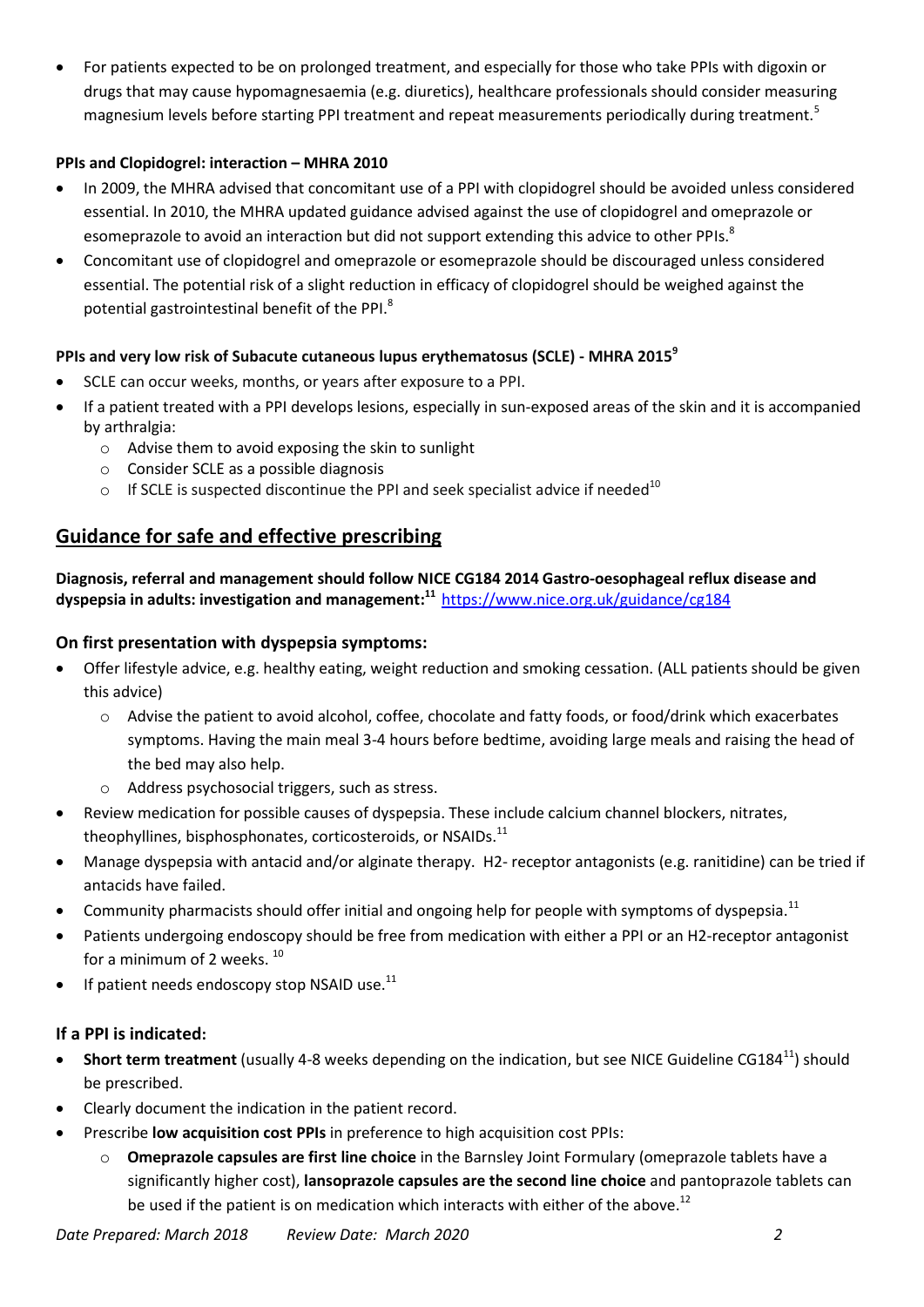- For patients expected to be on prolonged treatment, and especially for those who take PPIs with digoxin or drugs that may cause hypomagnesaemia (e.g. diuretics), healthcare professionals should consider measuring magnesium levels before starting PPI treatment and repeat measurements periodically during treatment.[5]

**PPIs and Clopidogrel: interaction – MHRA 2010**

- In 2009, the MHRA advised that concomitant use of a PPI with clopidogrel should be avoided unless considered essential. In 2010, the MHRA updated guidance advised against the use of clopidogrel and omeprazole or esomeprazole to avoid an interaction but did not support extending this advice to other PPIs.[8]
- Concomitant use of clopidogrel and omeprazole or esomeprazole should be discouraged unless considered essential. The potential risk of a slight reduction in efficacy of clopidogrel should be weighed against the potential gastrointestinal benefit of the PPI.[8]

**PPIs and very low risk of Subacute cutaneous lupus erythematosus (SCLE) - MHRA 2015[9]**

- SCLE can occur weeks, months, or years after exposure to a PPI.
- If a patient treated with a PPI develops lesions, especially in sun-exposed areas of the skin and it is accompanied by arthralgia:
  - Advise them to avoid exposing the skin to sunlight
  - Consider SCLE as a possible diagnosis
  - If SCLE is suspected discontinue the PPI and seek specialist advice if needed[10]

## Guidance for safe and effective prescribing

**Diagnosis, referral and management should follow NICE CG184 2014 Gastro-oesophageal reflux disease and dyspepsia in adults: investigation and management:[11]** https://www.nice.org.uk/guidance/cg184

### On first presentation with dyspepsia symptoms:

- Offer lifestyle advice, e.g. healthy eating, weight reduction and smoking cessation. (ALL patients should be given this advice)
  - Advise the patient to avoid alcohol, coffee, chocolate and fatty foods, or food/drink which exacerbates symptoms. Having the main meal 3-4 hours before bedtime, avoiding large meals and raising the head of the bed may also help.
  - Address psychosocial triggers, such as stress.
- Review medication for possible causes of dyspepsia. These include calcium channel blockers, nitrates, theophyllines, bisphosphonates, corticosteroids, or NSAIDs.[11]
- Manage dyspepsia with antacid and/or alginate therapy. H2- receptor antagonists (e.g. ranitidine) can be tried if antacids have failed.
- Community pharmacists should offer initial and ongoing help for people with symptoms of dyspepsia.[11]
- Patients undergoing endoscopy should be free from medication with either a PPI or an H2-receptor antagonist for a minimum of 2 weeks. [10]
- If patient needs endoscopy stop NSAID use.[11]

### If a PPI is indicated:

- **Short term treatment** (usually 4-8 weeks depending on the indication, but see NICE Guideline CG184[11]) should be prescribed.
- Clearly document the indication in the patient record.
- Prescribe **low acquisition cost PPIs** in preference to high acquisition cost PPIs:
  - **Omeprazole capsules are first line choice** in the Barnsley Joint Formulary (omeprazole tablets have a significantly higher cost), **lansoprazole capsules are the second line choice** and pantoprazole tablets can be used if the patient is on medication which interacts with either of the above.[12]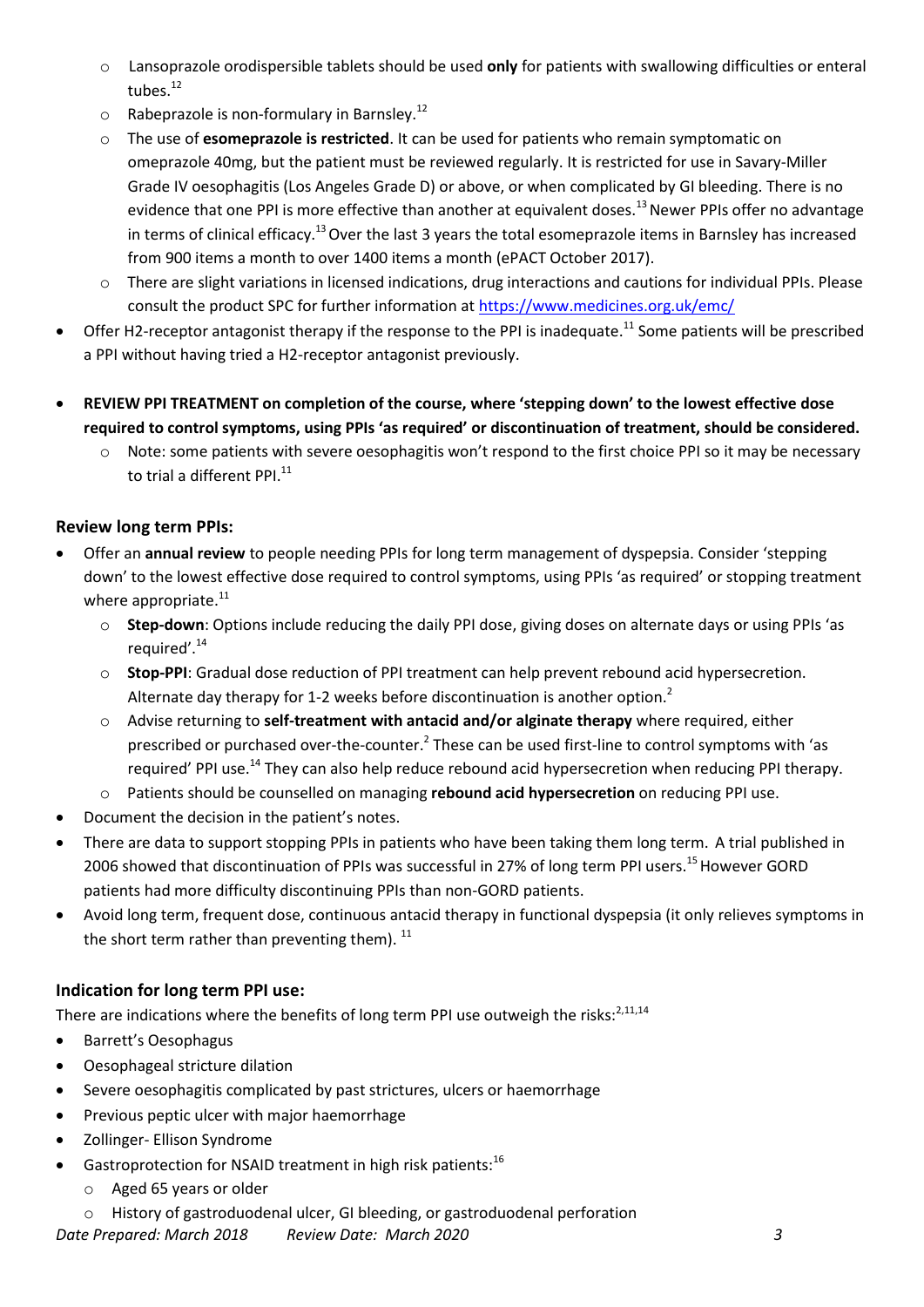- Lansoprazole orodispersible tablets should be used **only** for patients with swallowing difficulties or enteral tubes.[12]
  - Rabeprazole is non-formulary in Barnsley.[12]
  - The use of **esomeprazole is restricted**. It can be used for patients who remain symptomatic on omeprazole 40mg, but the patient must be reviewed regularly. It is restricted for use in Savary-Miller Grade IV oesophagitis (Los Angeles Grade D) or above, or when complicated by GI bleeding. There is no evidence that one PPI is more effective than another at equivalent doses.[13] Newer PPIs offer no advantage in terms of clinical efficacy.[13] Over the last 3 years the total esomeprazole items in Barnsley has increased from 900 items a month to over 1400 items a month (ePACT October 2017).
  - There are slight variations in licensed indications, drug interactions and cautions for individual PPIs. Please consult the product SPC for further information at https://www.medicines.org.uk/emc/
- Offer H2-receptor antagonist therapy if the response to the PPI is inadequate.[11] Some patients will be prescribed a PPI without having tried a H2-receptor antagonist previously.

- **REVIEW PPI TREATMENT on completion of the course, where 'stepping down' to the lowest effective dose required to control symptoms, using PPIs 'as required' or discontinuation of treatment, should be considered.**
  - Note: some patients with severe oesophagitis won't respond to the first choice PPI so it may be necessary to trial a different PPI.[11]

### Review long term PPIs:

- Offer an **annual review** to people needing PPIs for long term management of dyspepsia. Consider 'stepping down' to the lowest effective dose required to control symptoms, using PPIs 'as required' or stopping treatment where appropriate.[11]
  - **Step-down**: Options include reducing the daily PPI dose, giving doses on alternate days or using PPIs 'as required'.[14]
  - **Stop-PPI**: Gradual dose reduction of PPI treatment can help prevent rebound acid hypersecretion. Alternate day therapy for 1-2 weeks before discontinuation is another option.[2]
  - Advise returning to **self-treatment with antacid and/or alginate therapy** where required, either prescribed or purchased over-the-counter.[2] These can be used first-line to control symptoms with 'as required' PPI use.[14] They can also help reduce rebound acid hypersecretion when reducing PPI therapy.
  - Patients should be counselled on managing **rebound acid hypersecretion** on reducing PPI use.
- Document the decision in the patient's notes.
- There are data to support stopping PPIs in patients who have been taking them long term. A trial published in 2006 showed that discontinuation of PPIs was successful in 27% of long term PPI users.[15] However GORD patients had more difficulty discontinuing PPIs than non-GORD patients.
- Avoid long term, frequent dose, continuous antacid therapy in functional dyspepsia (it only relieves symptoms in the short term rather than preventing them).[11]

### Indication for long term PPI use:

There are indications where the benefits of long term PPI use outweigh the risks:[2,11,14]

- Barrett's Oesophagus
- Oesophageal stricture dilation
- Severe oesophagitis complicated by past strictures, ulcers or haemorrhage
- Previous peptic ulcer with major haemorrhage
- Zollinger- Ellison Syndrome
- Gastroprotection for NSAID treatment in high risk patients:[16]
  - Aged 65 years or older
  - History of gastroduodenal ulcer, GI bleeding, or gastroduodenal perforation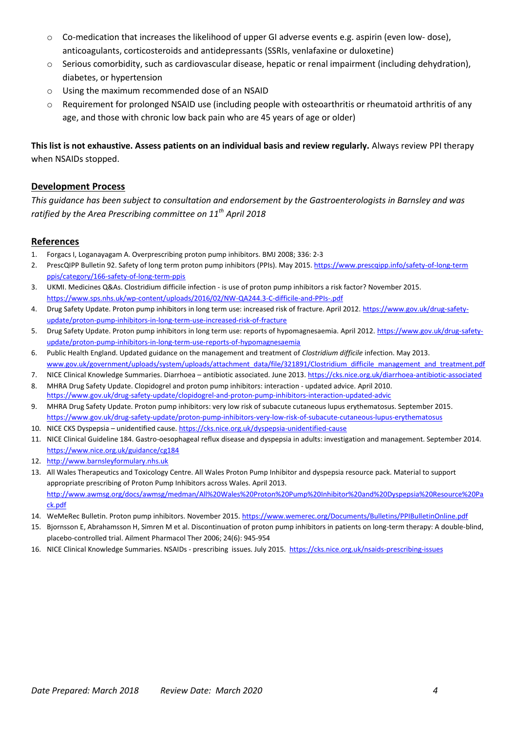- Co-medication that increases the likelihood of upper GI adverse events e.g. aspirin (even low- dose), anticoagulants, corticosteroids and antidepressants (SSRIs, venlafaxine or duloxetine)
- Serious comorbidity, such as cardiovascular disease, hepatic or renal impairment (including dehydration), diabetes, or hypertension
- Using the maximum recommended dose of an NSAID
- Requirement for prolonged NSAID use (including people with osteoarthritis or rheumatoid arthritis of any age, and those with chronic low back pain who are 45 years of age or older)

**This list is not exhaustive. Assess patients on an individual basis and review regularly.** Always review PPI therapy when NSAIDs stopped.

## Development Process

*This guidance has been subject to consultation and endorsement by the Gastroenterologists in Barnsley and was ratified by the Area Prescribing committee on 11th April 2018*

## References

1. Forgacs I, Loganayagam A. Overprescribing proton pump inhibitors. BMJ 2008; 336: 2-3
2. PrescQIPP Bulletin 92. Safety of long term proton pump inhibitors (PPIs). May 2015. https://www.prescqipp.info/safety-of-long-term ppis/category/166-safety-of-long-term-ppis
3. UKMI. Medicines Q&As. Clostridium difficile infection - is use of proton pump inhibitors a risk factor? November 2015. https://www.sps.nhs.uk/wp-content/uploads/2016/02/NW-QA244.3-C-difficile-and-PPIs-.pdf
4. Drug Safety Update. Proton pump inhibitors in long term use: increased risk of fracture. April 2012. https://www.gov.uk/drug-safety-update/proton-pump-inhibitors-in-long-term-use-increased-risk-of-fracture
5. Drug Safety Update. Proton pump inhibitors in long term use: reports of hypomagnesaemia. April 2012. https://www.gov.uk/drug-safety-update/proton-pump-inhibitors-in-long-term-use-reports-of-hypomagnesaemia
6. Public Health England. Updated guidance on the management and treatment of *Clostridium difficile* infection. May 2013. www.gov.uk/government/uploads/system/uploads/attachment_data/file/321891/Clostridium_difficile_management_and_treatment.pdf
7. NICE Clinical Knowledge Summaries. Diarrhoea – antibiotic associated. June 2013. https://cks.nice.org.uk/diarrhoea-antibiotic-associated
8. MHRA Drug Safety Update. Clopidogrel and proton pump inhibitors: interaction - updated advice. April 2010. https://www.gov.uk/drug-safety-update/clopidogrel-and-proton-pump-inhibitors-interaction-updated-advic
9. MHRA Drug Safety Update. Proton pump inhibitors: very low risk of subacute cutaneous lupus erythematosus. September 2015. https://www.gov.uk/drug-safety-update/proton-pump-inhibitors-very-low-risk-of-subacute-cutaneous-lupus-erythematosus
10. NICE CKS Dyspepsia – unidentified cause. https://cks.nice.org.uk/dyspepsia-unidentified-cause
11. NICE Clinical Guideline 184. Gastro-oesophageal reflux disease and dyspepsia in adults: investigation and management. September 2014. https://www.nice.org.uk/guidance/cg184
12. http://www.barnsleyformulary.nhs.uk
13. All Wales Therapeutics and Toxicology Centre. All Wales Proton Pump Inhibitor and dyspepsia resource pack. Material to support appropriate prescribing of Proton Pump Inhibitors across Wales. April 2013. http://www.awmsg.org/docs/awmsg/medman/All%20Wales%20Proton%20Pump%20Inhibitor%20and%20Dyspepsia%20Resource%20Pack.pdf
14. WeMeRec Bulletin. Proton pump inhibitors. November 2015. https://www.wemerec.org/Documents/Bulletins/PPIBulletinOnline.pdf
15. Bjornsson E, Abrahamsson H, Simren M et al. Discontinuation of proton pump inhibitors in patients on long-term therapy: A double-blind, placebo-controlled trial. Ailment Pharmacol Ther 2006; 24(6): 945-954
16. NICE Clinical Knowledge Summaries. NSAIDs - prescribing issues. July 2015. https://cks.nice.org.uk/nsaids-prescribing-issues

*Date Prepared: March 2018 Review Date: March 2020*